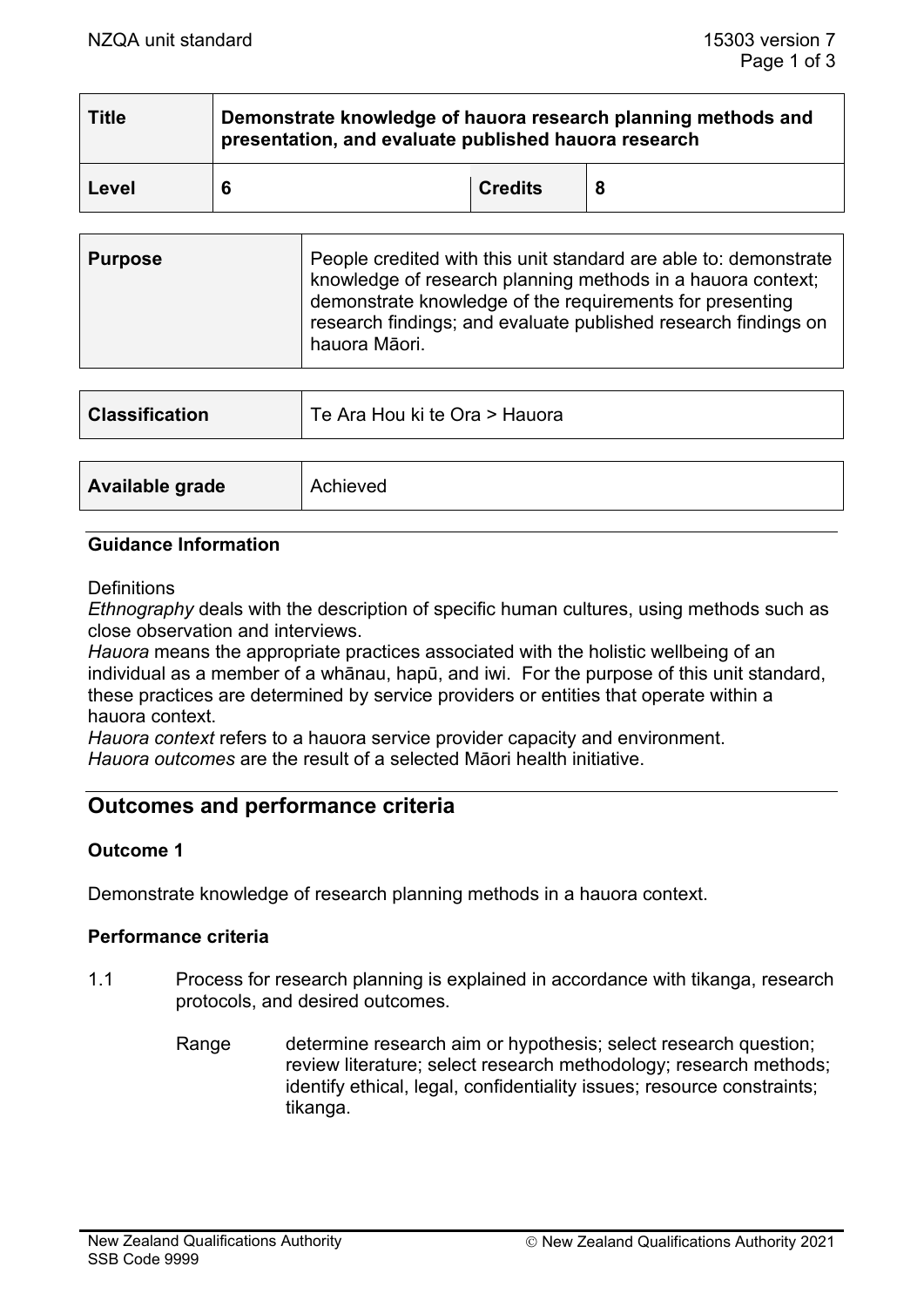| Title | Demonstrate knowledge of hauora research planning methods and presentation, and evaluate published hauora research | | |
|---|---|---|---|
| **Level** | **6** | **Credits** | **8** |

| Purpose | People credited with this unit standard are able to: demonstrate knowledge of research planning methods in a hauora context; demonstrate knowledge of the requirements for presenting research findings; and evaluate published research findings on hauora Māori. |
|---|---|

| Classification | Te Ara Hou ki te Ora > Hauora |
|---|---|

| Available grade | Achieved |
|---|---|

### Guidance Information

Definitions

*Ethnography* deals with the description of specific human cultures, using methods such as close observation and interviews.

*Hauora* means the appropriate practices associated with the holistic wellbeing of an individual as a member of a whānau, hapū, and iwi. For the purpose of this unit standard, these practices are determined by service providers or entities that operate within a hauora context.

*Hauora context* refers to a hauora service provider capacity and environment.

*Hauora outcomes* are the result of a selected Māori health initiative.

## Outcomes and performance criteria

### Outcome 1

Demonstrate knowledge of research planning methods in a hauora context.

#### Performance criteria

1.1 Process for research planning is explained in accordance with tikanga, research protocols, and desired outcomes.

Range: determine research aim or hypothesis; select research question; review literature; select research methodology; research methods; identify ethical, legal, confidentiality issues; resource constraints; tikanga.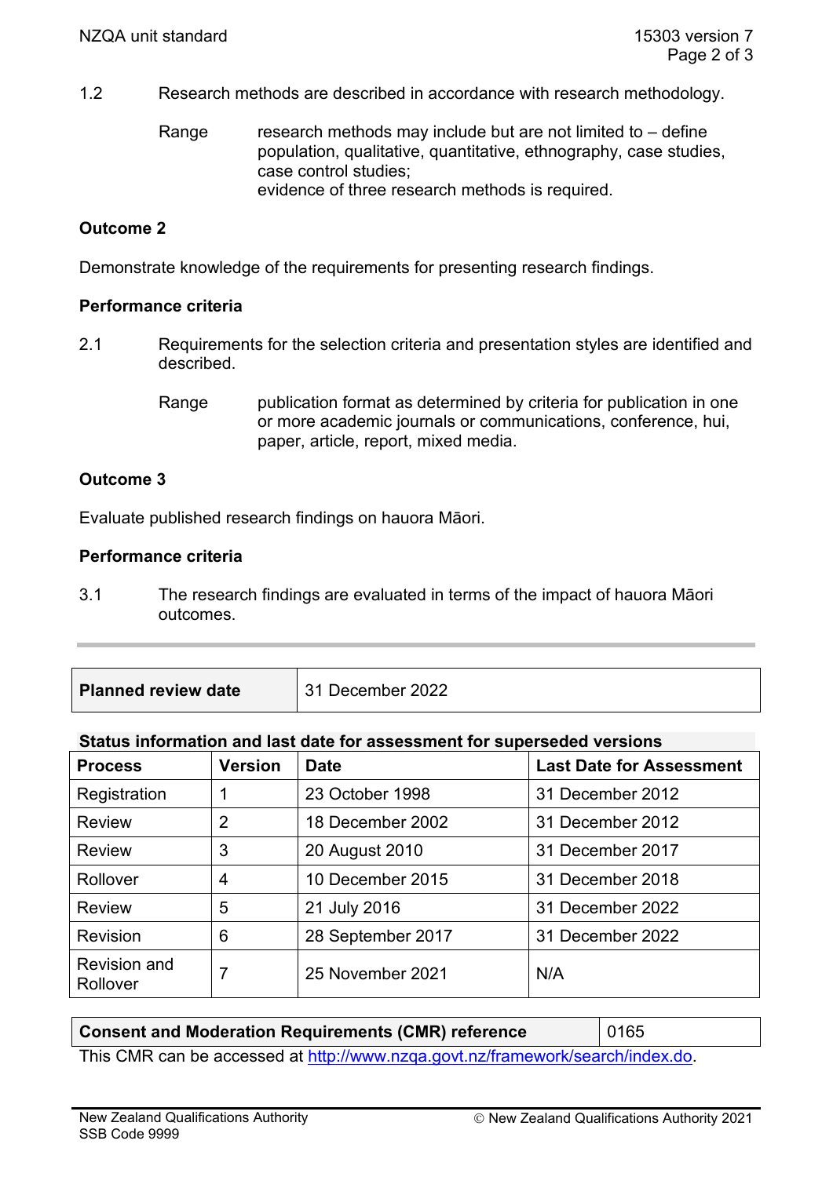1.2 Research methods are described in accordance with research methodology.

Range: research methods may include but are not limited to – define population, qualitative, quantitative, ethnography, case studies, case control studies;
evidence of three research methods is required.

**Outcome 2**

Demonstrate knowledge of the requirements for presenting research findings.

**Performance criteria**

2.1 Requirements for the selection criteria and presentation styles are identified and described.

Range: publication format as determined by criteria for publication in one or more academic journals or communications, conference, hui, paper, article, report, mixed media.

**Outcome 3**

Evaluate published research findings on hauora Māori.

**Performance criteria**

3.1 The research findings are evaluated in terms of the impact of hauora Māori outcomes.

---

| **Planned review date** | 31 December 2022 |
|---|---|

**Status information and last date for assessment for superseded versions**

| Process | Version | Date | Last Date for Assessment |
|---|---|---|---|
| Registration | 1 | 23 October 1998 | 31 December 2012 |
| Review | 2 | 18 December 2002 | 31 December 2012 |
| Review | 3 | 20 August 2010 | 31 December 2017 |
| Rollover | 4 | 10 December 2015 | 31 December 2018 |
| Review | 5 | 21 July 2016 | 31 December 2022 |
| Revision | 6 | 28 September 2017 | 31 December 2022 |
| Revision and Rollover | 7 | 25 November 2021 | N/A |

| **Consent and Moderation Requirements (CMR) reference** | 0165 |
|---|---|

This CMR can be accessed at http://www.nzqa.govt.nz/framework/search/index.do.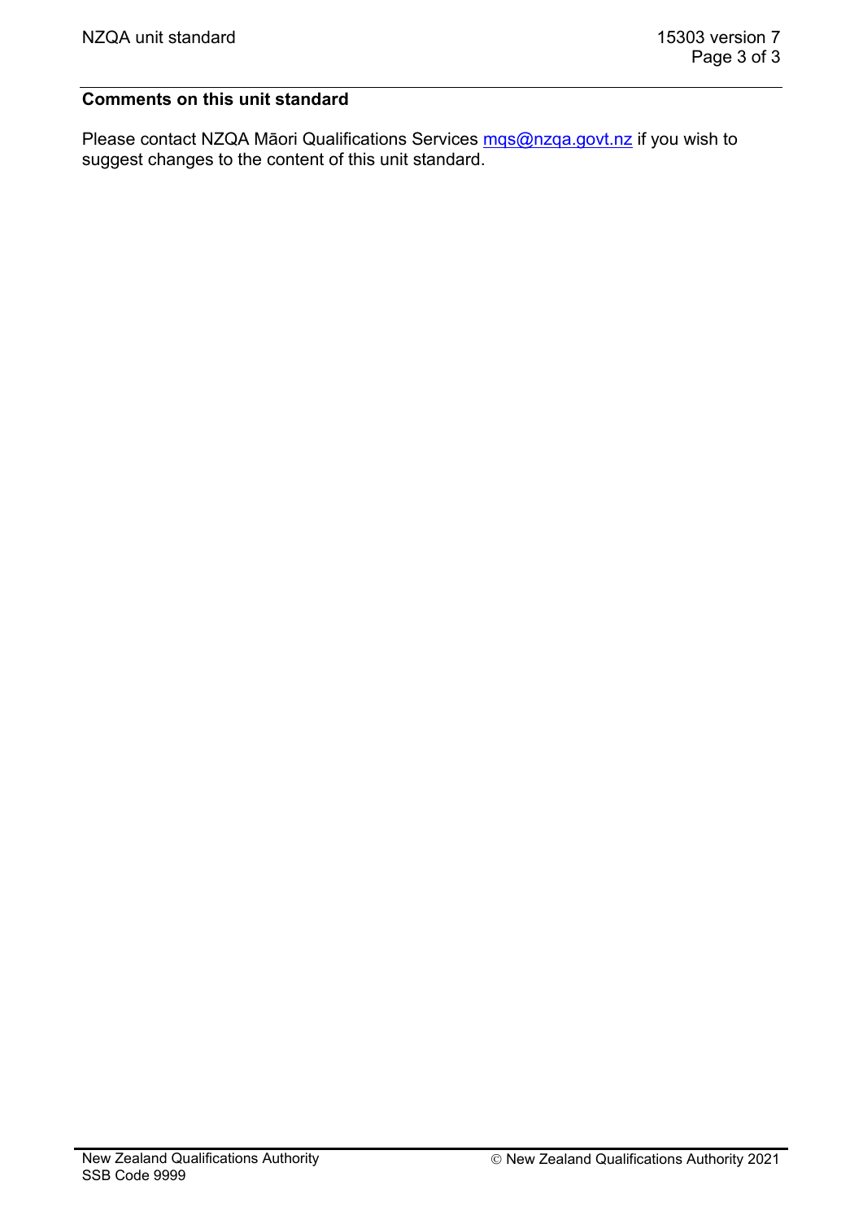## Comments on this unit standard

Please contact NZQA Māori Qualifications Services mqs@nzqa.govt.nz if you wish to suggest changes to the content of this unit standard.